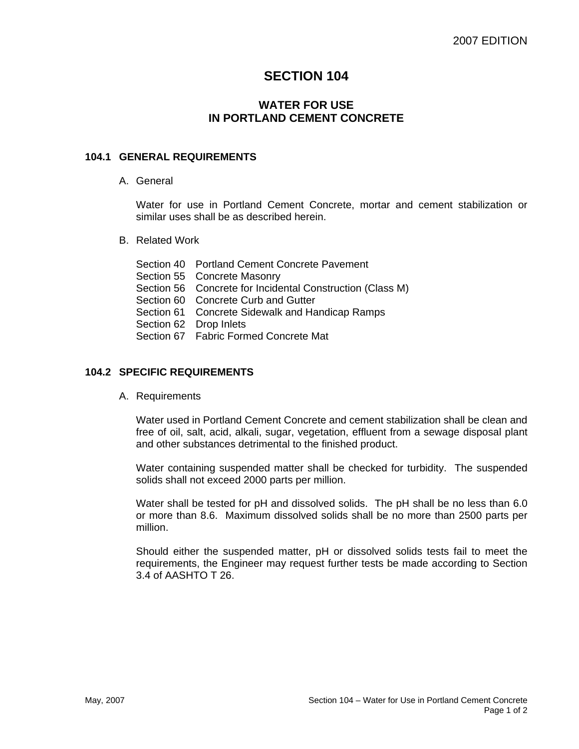# SECTION 104

## WATER FOR USE
## IN PORTLAND CEMENT CONCRETE

### 104.1 GENERAL REQUIREMENTS

A. General

Water for use in Portland Cement Concrete, mortar and cement stabilization or similar uses shall be as described herein.

B. Related Work

Section 40 Portland Cement Concrete Pavement
Section 55 Concrete Masonry
Section 56 Concrete for Incidental Construction (Class M)
Section 60 Concrete Curb and Gutter
Section 61 Concrete Sidewalk and Handicap Ramps
Section 62 Drop Inlets
Section 67 Fabric Formed Concrete Mat

### 104.2 SPECIFIC REQUIREMENTS

A. Requirements

Water used in Portland Cement Concrete and cement stabilization shall be clean and free of oil, salt, acid, alkali, sugar, vegetation, effluent from a sewage disposal plant and other substances detrimental to the finished product.

Water containing suspended matter shall be checked for turbidity. The suspended solids shall not exceed 2000 parts per million.

Water shall be tested for pH and dissolved solids. The pH shall be no less than 6.0 or more than 8.6. Maximum dissolved solids shall be no more than 2500 parts per million.

Should either the suspended matter, pH or dissolved solids tests fail to meet the requirements, the Engineer may request further tests be made according to Section 3.4 of AASHTO T 26.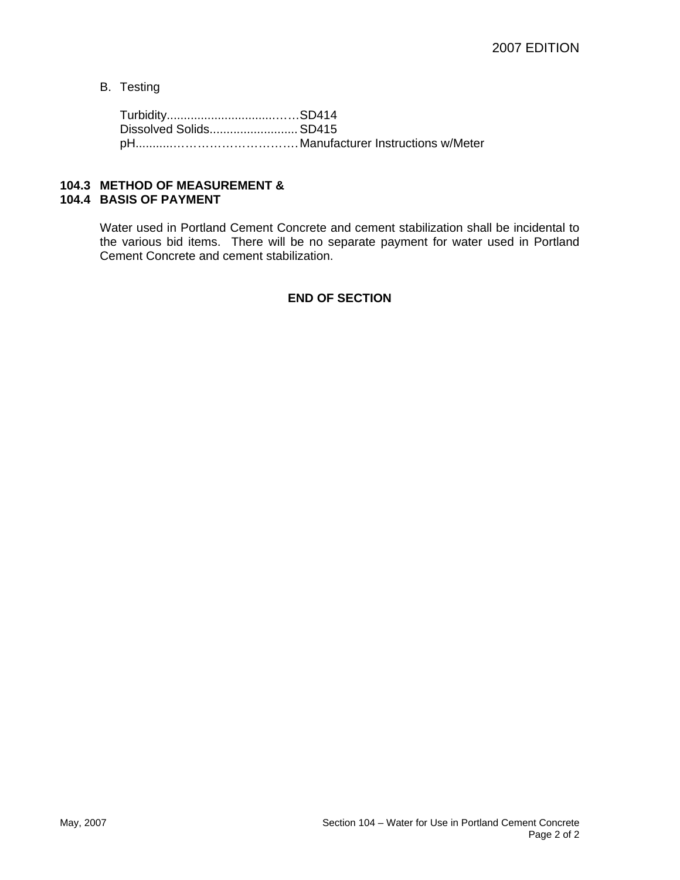B. Testing

Turbidity........................................SD414
Dissolved Solids..........................SD415
pH.................................................Manufacturer Instructions w/Meter

## 104.3 METHOD OF MEASUREMENT &
## 104.4 BASIS OF PAYMENT

Water used in Portland Cement Concrete and cement stabilization shall be incidental to the various bid items. There will be no separate payment for water used in Portland Cement Concrete and cement stabilization.

**END OF SECTION**